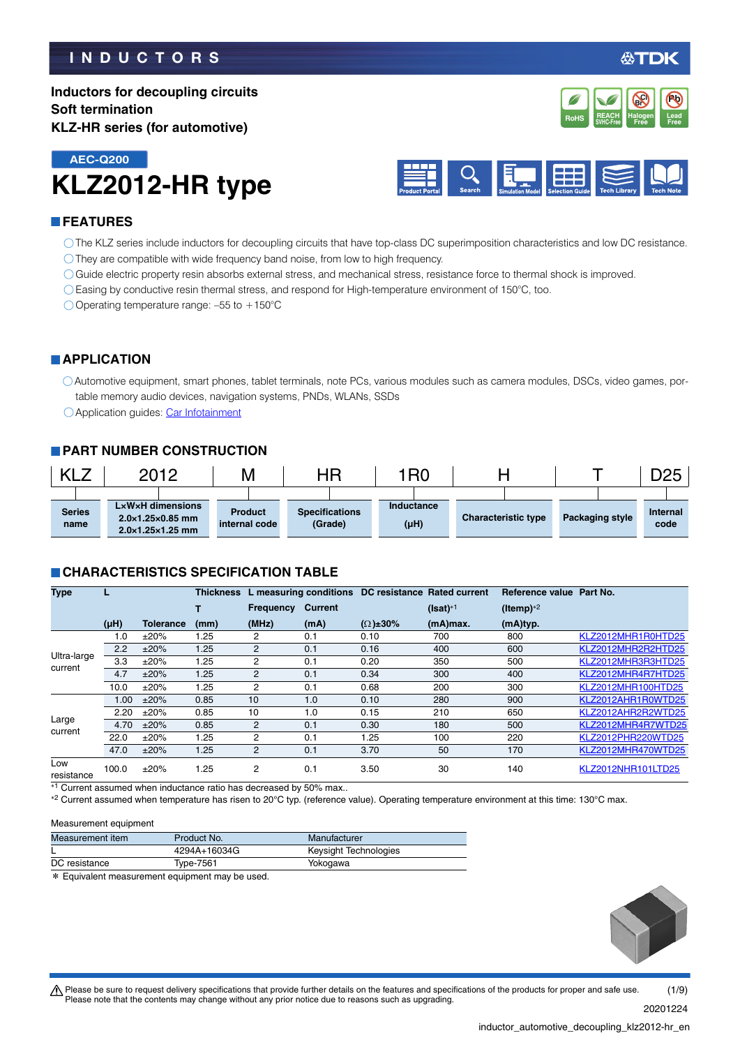INDUCTORS

**Inductors for decoupling circuits**
**Soft termination**
**KLZ-HR series (for automotive)**

AEC-Q200

# KLZ2012-HR type

## FEATURES

- The KLZ series include inductors for decoupling circuits that have top-class DC superimposition characteristics and low DC resistance.
- They are compatible with wide frequency band noise, from low to high frequency.
- Guide electric property resin absorbs external stress, and mechanical stress, resistance force to thermal shock is improved.
- Easing by conductive resin thermal stress, and respond for High-temperature environment of 150°C, too.
- Operating temperature range: –55 to +150°C

## APPLICATION

- Automotive equipment, smart phones, tablet terminals, note PCs, various modules such as camera modules, DSCs, video games, portable memory audio devices, navigation systems, PNDs, WLANs, SSDs
- Application guides: Car Infotainment

## PART NUMBER CONSTRUCTION

| KLZ | 2012 | M | HR | 1R0 | H | T | D25 |
|---|---|---|---|---|---|---|---|
| Series name | L×W×H dimensions 2.0×1.25×0.85 mm 2.0×1.25×1.25 mm | Product internal code | Specifications (Grade) | Inductance (µH) | Characteristic type | Packaging style | Internal code |

## CHARACTERISTICS SPECIFICATION TABLE

| Type | L | | Thickness | L measuring conditions | | DC resistance | Rated current | Reference value | Part No. |
|---|---|---|---|---|---|---|---|---|---|
| | | | T | Frequency | Current | | (Isat)*1 | (Itemp)*2 | |
| | (µH) | Tolerance | (mm) | (MHz) | (mA) | (Ω)±30% | (mA)max. | (mA)typ. | |
| Ultra-large current | 1.0 | ±20% | 1.25 | 2 | 0.1 | 0.10 | 700 | 800 | KLZ2012MHR1R0HTD25 |
| | 2.2 | ±20% | 1.25 | 2 | 0.1 | 0.16 | 400 | 600 | KLZ2012MHR2R2HTD25 |
| | 3.3 | ±20% | 1.25 | 2 | 0.1 | 0.20 | 350 | 500 | KLZ2012MHR3R3HTD25 |
| | 4.7 | ±20% | 1.25 | 2 | 0.1 | 0.34 | 300 | 400 | KLZ2012MHR4R7HTD25 |
| | 10.0 | ±20% | 1.25 | 2 | 0.1 | 0.68 | 200 | 300 | KLZ2012MHR100HTD25 |
| Large current | 1.00 | ±20% | 0.85 | 10 | 1.0 | 0.10 | 280 | 900 | KLZ2012AHR1R0WTD25 |
| | 2.20 | ±20% | 0.85 | 10 | 1.0 | 0.15 | 210 | 650 | KLZ2012AHR2R2WTD25 |
| | 4.70 | ±20% | 0.85 | 2 | 0.1 | 0.30 | 180 | 500 | KLZ2012MHR4R7WTD25 |
| | 22.0 | ±20% | 1.25 | 2 | 0.1 | 1.25 | 100 | 220 | KLZ2012PHR220WTD25 |
| | 47.0 | ±20% | 1.25 | 2 | 0.1 | 3.70 | 50 | 170 | KLZ2012MHR470WTD25 |
| Low resistance | 100.0 | ±20% | 1.25 | 2 | 0.1 | 3.50 | 30 | 140 | KLZ2012NHR101LTD25 |

*1 Current assumed when inductance ratio has decreased by 50% max..
*2 Current assumed when temperature has risen to 20°C typ. (reference value). Operating temperature environment at this time: 130°C max.

Measurement equipment

| Measurement item | Product No. | Manufacturer |
|---|---|---|
| L | 4294A+16034G | Keysight Technologies |
| DC resistance | Type-7561 | Yokogawa |

* Equivalent measurement equipment may be used.

⚠ Please be sure to request delivery specifications that provide further details on the features and specifications of the products for proper and safe use.
Please note that the contents may change without any prior notice due to reasons such as upgrading.

20201224
inductor_automotive_decoupling_klz2012-hr_en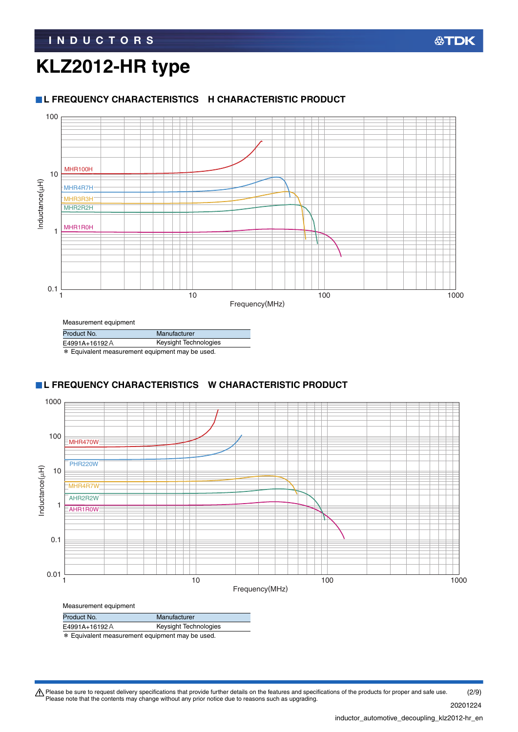# KLZ2012-HR type

## L FREQUENCY CHARACTERISTICS　H CHARACTERISTIC PRODUCT

100
10
1
0.1
Inductance(μH)
MHR100H
MHR4R7H
MHR3R3H
MHR2R2H
MHR1R0H
1
10
100
1000
Frequency(MHz)

Measurement equipment

| Product No. | Manufacturer |
|---|---|
| E4991A+16192A | Keysight Technologies |

＊ Equivalent measurement equipment may be used.

## L FREQUENCY CHARACTERISTICS　W CHARACTERISTIC PRODUCT

1000
100
10
1
0.1
0.01
Inductance(μH)
MHR470W
PHR220W
MHR4R7W
AHR2R2W
AHR1R0W
1
10
100
1000
Frequency(MHz)

Measurement equipment

| Product No. | Manufacturer |
|---|---|
| E4991A+16192A | Keysight Technologies |

＊ Equivalent measurement equipment may be used.

⚠ Please be sure to request delivery specifications that provide further details on the features and specifications of the products for proper and safe use.
Please note that the contents may change without any prior notice due to reasons such as upgrading.

20201224

inductor_automotive_decoupling_klz2012-hr_en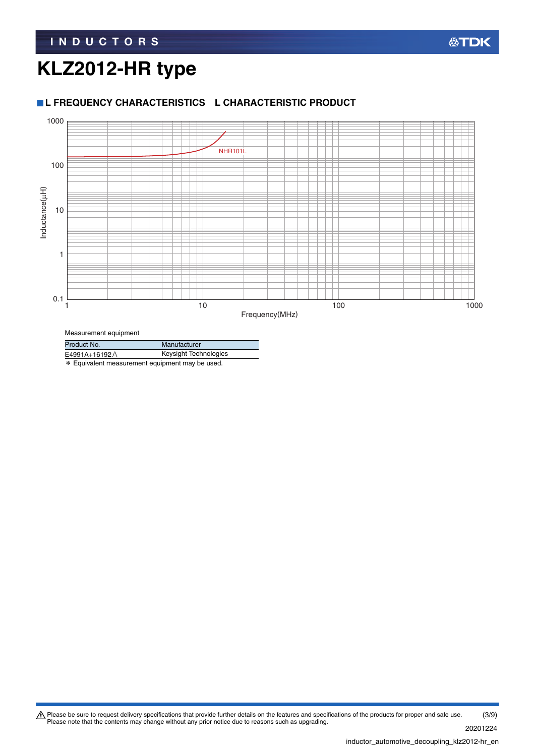# KLZ2012-HR type

## ■L FREQUENCY CHARACTERISTICS　L CHARACTERISTIC PRODUCT

Inductance(µH)

1000

100

10

1

0.1

1

10

100

1000

Frequency(MHz)

NHR101L

Measurement equipment

| Product No. | Manufacturer |
|---|---|
| E4991A+16192A | Keysight Technologies |

＊ Equivalent measurement equipment may be used.

⚠ Please be sure to request delivery specifications that provide further details on the features and specifications of the products for proper and safe use.
Please note that the contents may change without any prior notice due to reasons such as upgrading.

20201224

inductor_automotive_decoupling_klz2012-hr_en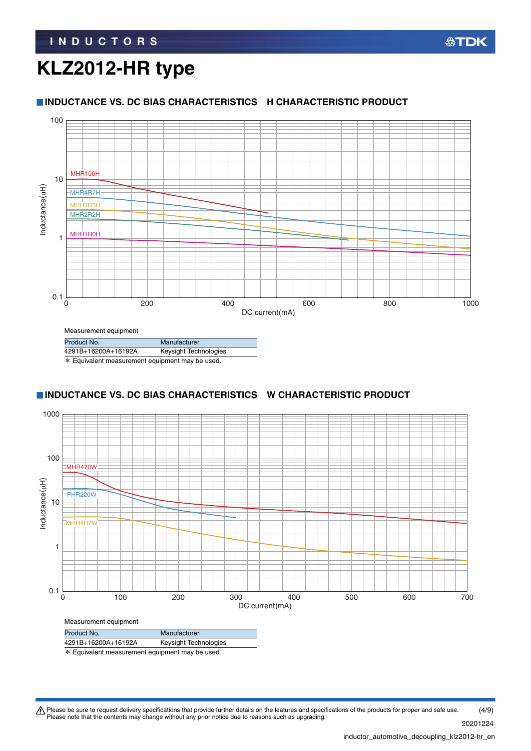# KLZ2012-HR type

## ■INDUCTANCE VS. DC BIAS CHARACTERISTICS　H CHARACTERISTIC PRODUCT

100
10
1
0.1
Inductance(μH)
MHR100H
MHR4R7H
MHR3R3H
MHR2R2H
MHR1R0H
0
200
400
600
800
1000
DC current(mA)

Measurement equipment

| Product No. | Manufacturer |
|---|---|
| 4291B+16200A+16192A | Keysight Technologies |

＊ Equivalent measurement equipment may be used.

## ■INDUCTANCE VS. DC BIAS CHARACTERISTICS　W CHARACTERISTIC PRODUCT

1000
100
10
1
0.1
Inductance(μH)
MHR470W
PHR220W
MHR4R7W
0
100
200
300
400
500
600
700
DC current(mA)

Measurement equipment

| Product No. | Manufacturer |
|---|---|
| 4291B+16200A+16192A | Keysight Technologies |

＊ Equivalent measurement equipment may be used.

⚠ Please be sure to request delivery specifications that provide further details on the features and specifications of the products for proper and safe use.
Please note that the contents may change without any prior notice due to reasons such as upgrading.

20201224

inductor_automotive_decoupling_klz2012-hr_en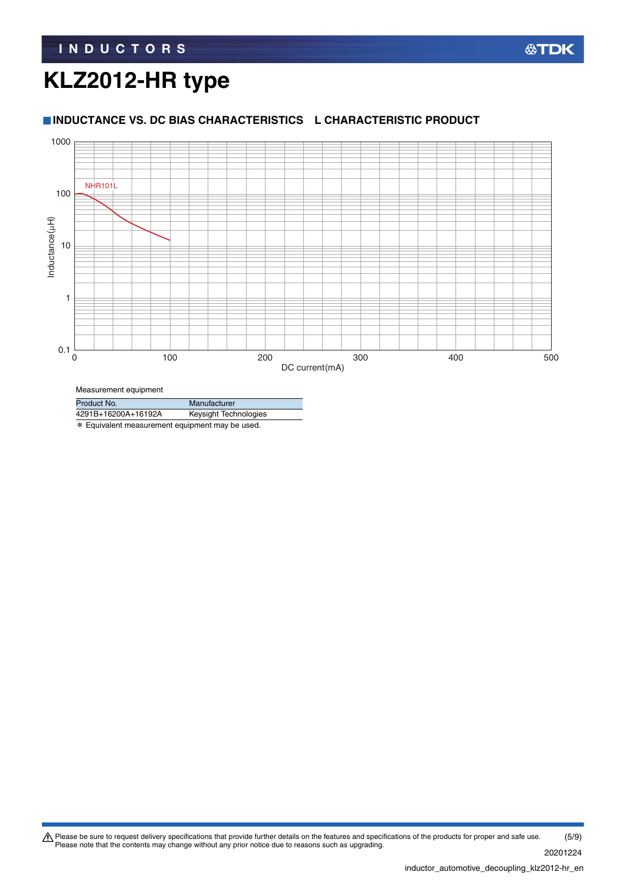# KLZ2012-HR type

## INDUCTANCE VS. DC BIAS CHARACTERISTICS　L CHARACTERISTIC PRODUCT

Inductance(μH)

1000
100
10
1
0.1

NHR101L

0
100
200
300
400
500

DC current(mA)

Measurement equipment

| Product No. | Manufacturer |
| --- | --- |
| 4291B+16200A+16192A | Keysight Technologies |

＊ Equivalent measurement equipment may be used.

Please be sure to request delivery specifications that provide further details on the features and specifications of the products for proper and safe use.
Please note that the contents may change without any prior notice due to reasons such as upgrading.

20201224

inductor_automotive_decoupling_klz2012-hr_en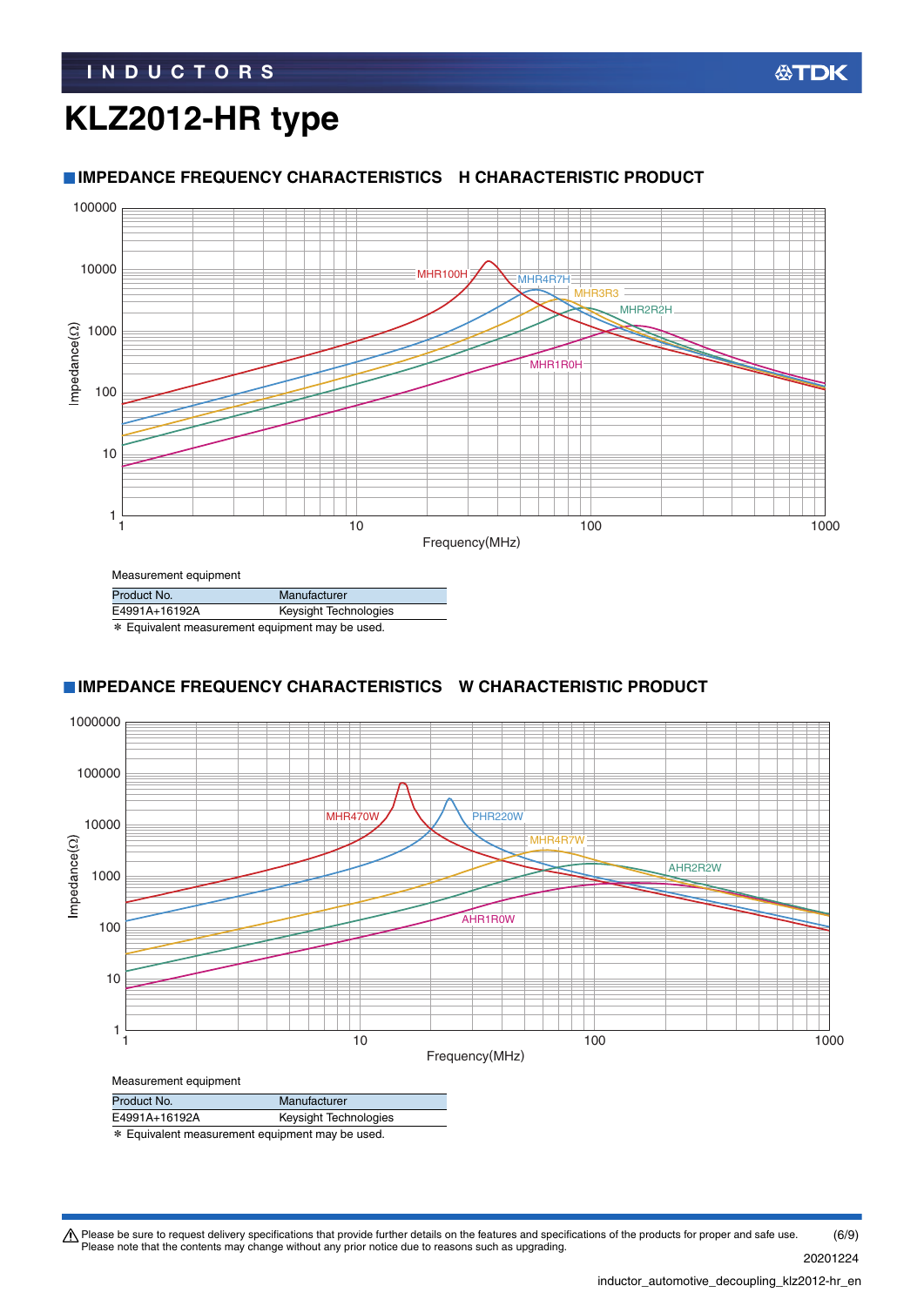# KLZ2012-HR type

## IMPEDANCE FREQUENCY CHARACTERISTICS　H CHARACTERISTIC PRODUCT

100000
10000
1000
100
10
1
Impedance(Ω)
1
10
100
1000
Frequency(MHz)
MHR100H
MHR4R7H
MHR3R3
MHR2R2H
MHR1R0H

Measurement equipment

| Product No. | Manufacturer |
|---|---|
| E4991A+16192A | Keysight Technologies |

＊ Equivalent measurement equipment may be used.

## IMPEDANCE FREQUENCY CHARACTERISTICS　W CHARACTERISTIC PRODUCT

1000000
100000
10000
1000
100
10
1
Impedance(Ω)
1
10
100
1000
Frequency(MHz)
MHR470W
PHR220W
MHR4R7W
AHR2R2W
AHR1R0W

Measurement equipment

| Product No. | Manufacturer |
|---|---|
| E4991A+16192A | Keysight Technologies |

＊ Equivalent measurement equipment may be used.

⚠ Please be sure to request delivery specifications that provide further details on the features and specifications of the products for proper and safe use.
Please note that the contents may change without any prior notice due to reasons such as upgrading.

20201224

inductor_automotive_decoupling_klz2012-hr_en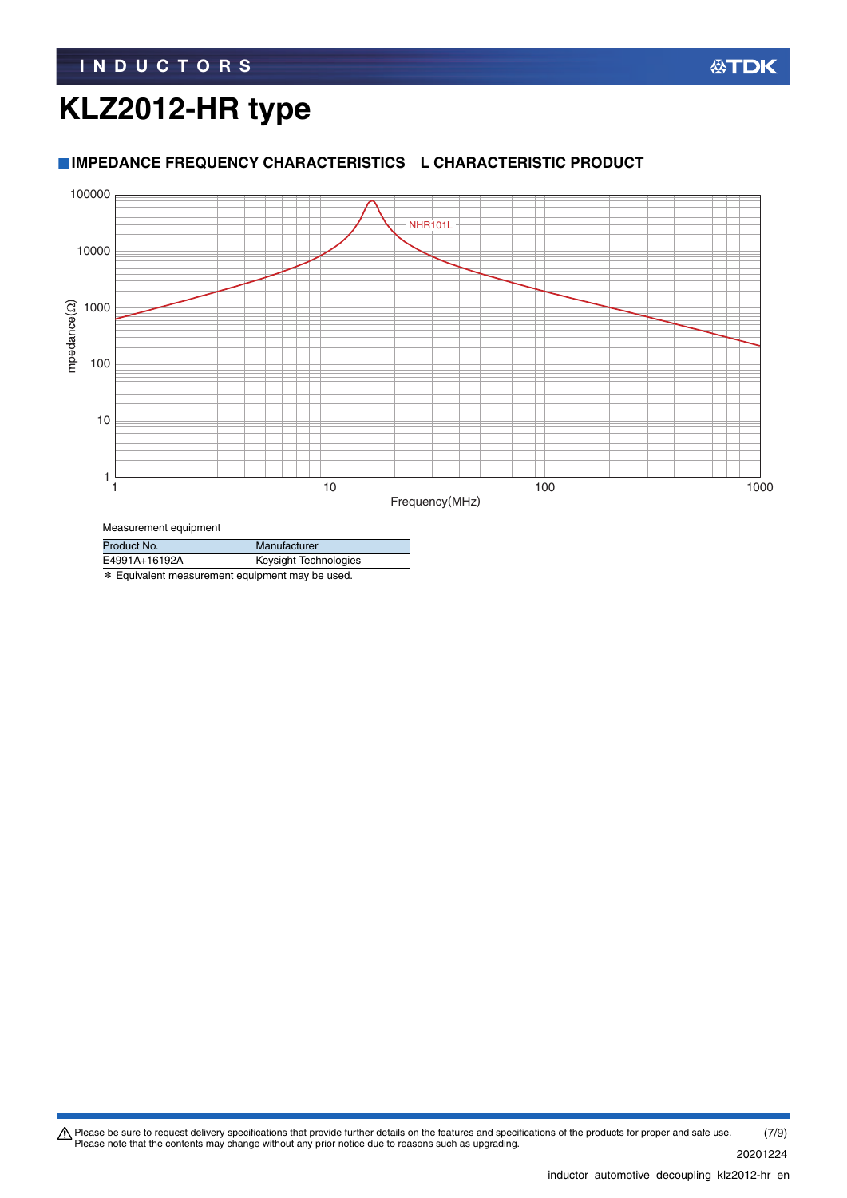# KLZ2012-HR type

## IMPEDANCE FREQUENCY CHARACTERISTICS　L CHARACTERISTIC PRODUCT

100000
10000
1000
100
10
1
Impedance(Ω)
NHR101L
1
10
100
1000
Frequency(MHz)

Measurement equipment

| Product No. | Manufacturer |
|---|---|
| E4991A+16192A | Keysight Technologies |

* Equivalent measurement equipment may be used.

⚠ Please be sure to request delivery specifications that provide further details on the features and specifications of the products for proper and safe use.
Please note that the contents may change without any prior notice due to reasons such as upgrading.

20201224

inductor_automotive_decoupling_klz2012-hr_en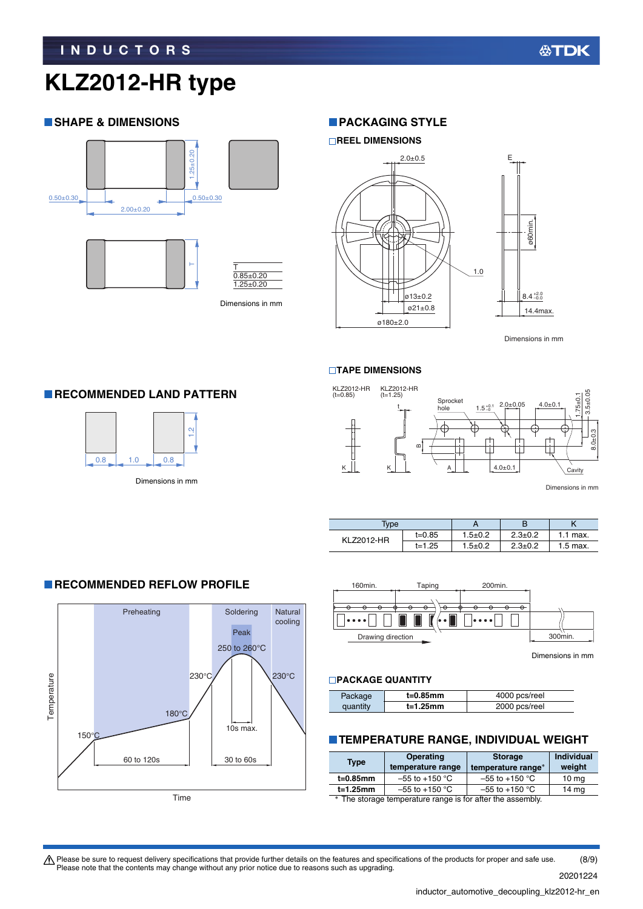# KLZ2012-HR type

## SHAPE & DIMENSIONS

0.50±0.30
2.00±0.20
0.50±0.30
1.25±0.20
T

| T |
|---|
| 0.85±0.20 |
| 1.25±0.20 |

Dimensions in mm

## PACKAGING STYLE

### REEL DIMENSIONS

2.0±0.5
E
ø60min.
1.0
ø13±0.2
ø21±0.8
ø180±2.0
$8.4^{+2.0}_{-0.0}$
14.4max.

Dimensions in mm

### TAPE DIMENSIONS

KLZ2012-HR (t=0.85)
KLZ2012-HR (t=1.25)
t
K
K
B
Sprocket hole
$1.5^{+0.1}_{-0}$
2.0±0.05
4.0±0.1
1.75±0.1
3.5±0.05
8.0±0.3
A
4.0±0.1
Cavity

Dimensions in mm

| Type | | A | B | K |
|---|---|---|---|---|
| KLZ2012-HR | t=0.85 | 1.5±0.2 | 2.3±0.2 | 1.1 max. |
| | t=1.25 | 1.5±0.2 | 2.3±0.2 | 1.5 max. |

160min.
Taping
200min.
Drawing direction
300min.

Dimensions in mm

### PACKAGE QUANTITY

| Package quantity | | |
|---|---|---|
| | t=0.85mm | 4000 pcs/reel |
| | t=1.25mm | 2000 pcs/reel |

## RECOMMENDED LAND PATTERN

0.8
1.0
0.8
1.2

Dimensions in mm

## RECOMMENDED REFLOW PROFILE

Preheating
Soldering
Natural cooling
Peak
250 to 260°C
230°C
230°C
180°C
150°C
10s max.
60 to 120s
30 to 60s
Temperature
Time

## TEMPERATURE RANGE, INDIVIDUAL WEIGHT

| Type | Operating temperature range | Storage temperature range* | Individual weight |
|---|---|---|---|
| t=0.85mm | –55 to +150 °C | –55 to +150 °C | 10 mg |
| t=1.25mm | –55 to +150 °C | –55 to +150 °C | 14 mg |

\* The storage temperature range is for after the assembly.

⚠ Please be sure to request delivery specifications that provide further details on the features and specifications of the products for proper and safe use.
Please note that the contents may change without any prior notice due to reasons such as upgrading.

20201224

inductor_automotive_decoupling_klz2012-hr_en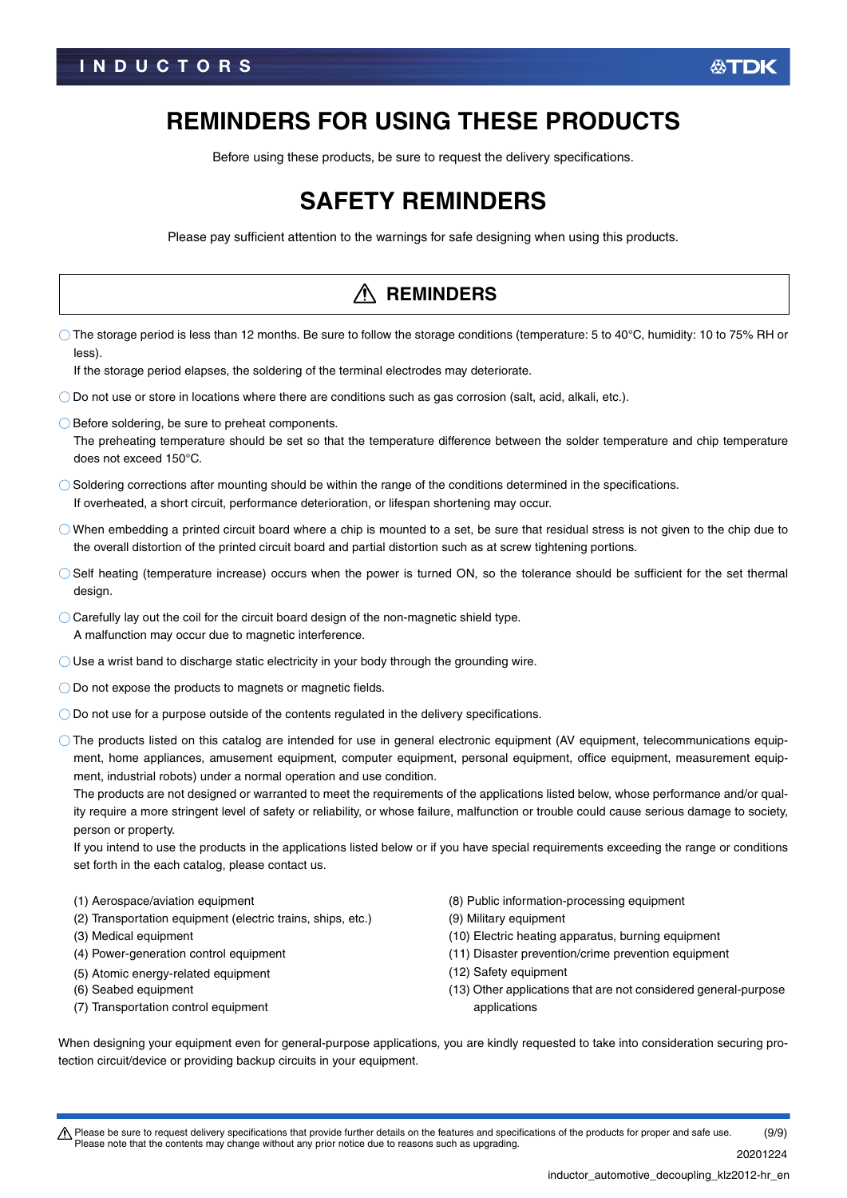# REMINDERS FOR USING THESE PRODUCTS

Before using these products, be sure to request the delivery specifications.

# SAFETY REMINDERS

Please pay sufficient attention to the warnings for safe designing when using this products.

## ⚠ REMINDERS

- The storage period is less than 12 months. Be sure to follow the storage conditions (temperature: 5 to 40°C, humidity: 10 to 75% RH or less).
  If the storage period elapses, the soldering of the terminal electrodes may deteriorate.
- Do not use or store in locations where there are conditions such as gas corrosion (salt, acid, alkali, etc.).
- Before soldering, be sure to preheat components.
  The preheating temperature should be set so that the temperature difference between the solder temperature and chip temperature does not exceed 150°C.
- Soldering corrections after mounting should be within the range of the conditions determined in the specifications.
  If overheated, a short circuit, performance deterioration, or lifespan shortening may occur.
- When embedding a printed circuit board where a chip is mounted to a set, be sure that residual stress is not given to the chip due to the overall distortion of the printed circuit board and partial distortion such as at screw tightening portions.
- Self heating (temperature increase) occurs when the power is turned ON, so the tolerance should be sufficient for the set thermal design.
- Carefully lay out the coil for the circuit board design of the non-magnetic shield type.
  A malfunction may occur due to magnetic interference.
- Use a wrist band to discharge static electricity in your body through the grounding wire.
- Do not expose the products to magnets or magnetic fields.
- Do not use for a purpose outside of the contents regulated in the delivery specifications.
- The products listed on this catalog are intended for use in general electronic equipment (AV equipment, telecommunications equipment, home appliances, amusement equipment, computer equipment, personal equipment, office equipment, measurement equipment, industrial robots) under a normal operation and use condition.
  The products are not designed or warranted to meet the requirements of the applications listed below, whose performance and/or quality require a more stringent level of safety or reliability, or whose failure, malfunction or trouble could cause serious damage to society, person or property.
  If you intend to use the products in the applications listed below or if you have special requirements exceeding the range or conditions set forth in the each catalog, please contact us.

(1) Aerospace/aviation equipment
(2) Transportation equipment (electric trains, ships, etc.)
(3) Medical equipment
(4) Power-generation control equipment
(5) Atomic energy-related equipment
(6) Seabed equipment
(7) Transportation control equipment
(8) Public information-processing equipment
(9) Military equipment
(10) Electric heating apparatus, burning equipment
(11) Disaster prevention/crime prevention equipment
(12) Safety equipment
(13) Other applications that are not considered general-purpose applications

When designing your equipment even for general-purpose applications, you are kindly requested to take into consideration securing protection circuit/device or providing backup circuits in your equipment.